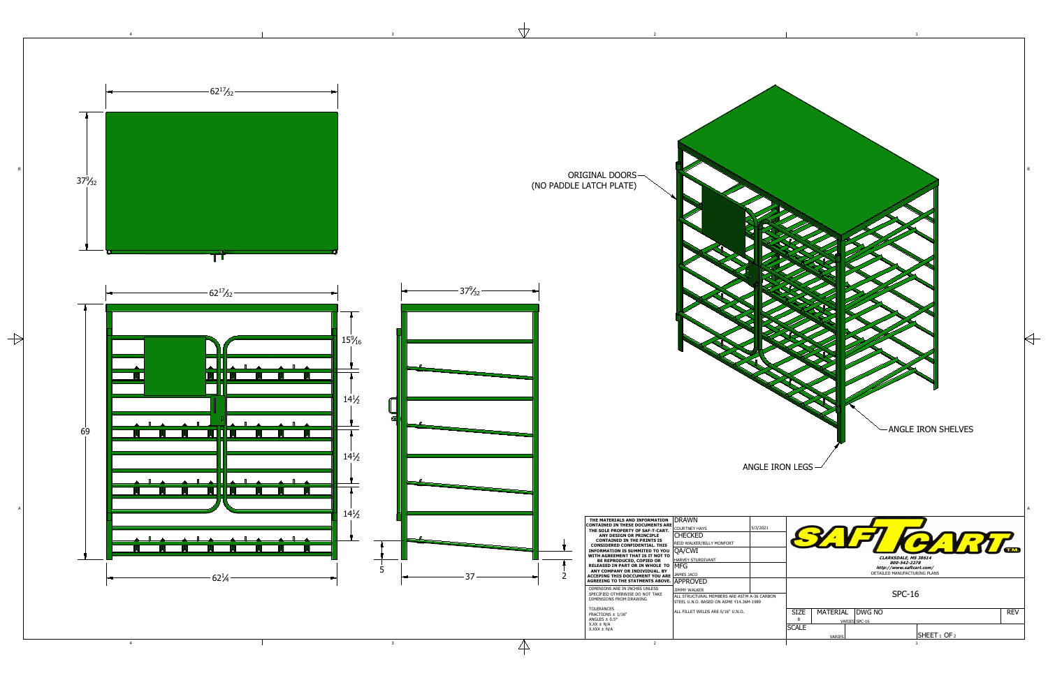ORIGINAL DOORS
(NO PADDLE LATCH PLATE)

ANGLE IRON SHELVES

ANGLE IRON LEGS

$62\frac{17}{32}$

$37\frac{9}{32}$

$62\frac{17}{32}$

$15\frac{9}{16}$

$14\frac{1}{2}$

69

$14\frac{1}{2}$

$14\frac{1}{2}$

$62\frac{1}{4}$

$37\frac{9}{32}$

5

37

2

| THE MATERIALS AND INFORMATION CONTAINED IN THESE DOCUMENTS ARE THE SOLE PROPERTY OF SAF-T-CART. ANY DESIGN OR PRINCIPLE CONTAINED IN THE PRINTS IS CONSIDERED CONFIDENTIAL. THIS INFORMATION IS SUMMITED TO YOU WITH AGREEMENT THAT IS IT NOT TO BE REPRODUCED, COPIED OR RELEASED IN PART OR IN WHOLE TO ANY COMPANY OR INDIVIDUAL. BY ACCEPING THIS DOCCUMENT YOU ARE AGREEING TO THE STATMENTS ABOVE. | DRAWN | |
|---|---|---|
| | COURTNEY HAYS | 5/3/2021 |
| | CHECKED | |
| | REID WALKER/BILLY MONFORT | |
| | QA/CWI | |
| | HARVEY STURDIVANT | |
| | MFG | |
| | JAMES JACO | |
| | APPROVED | |
| DIMENSIONS ARE IN INCHES UNLESS SPECIFIED OTHERWISE DO NOT TAKE DIMENSIONS FROM DRAWING | JIMMY WALKER | |
| | ALL STRUCTURAL MEMBERS ARE ASTM A-36 CARBON STEEL U.N.O. BASED ON ASME Y14.36M-1989 | |
| TOLERANCES<br>FRACTIONS ± 1/16"<br>ANGLES ± 0.5°<br>X.XX ± N/A<br>X.XXX ± N/A | ALL FILLET WELDS ARE 5/16" U.N.O. | |

SAF-T-CART™

CLARKSDALE, MS 38614
800-542-2278
http://www.saftcart.com/
DETAILED MANUFACTURING PLANS

SPC-16

| SIZE | MATERIAL | DWG NO | REV |
|---|---|---|---|
| B | VARIES | SPC-16 | |
| SCALE | VARIES | SHEET 1 OF 2 | |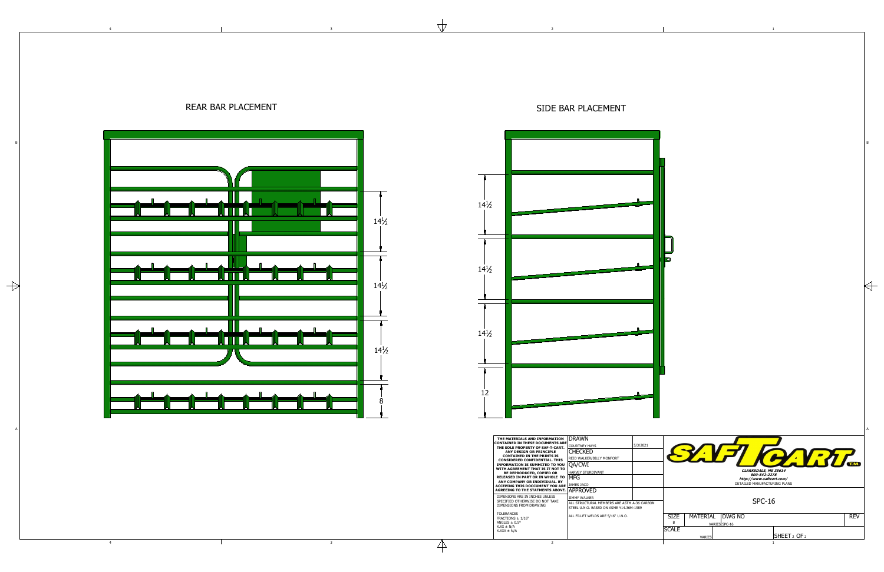## REAR BAR PLACEMENT

14½

14½

14½

8

## SIDE BAR PLACEMENT

14½

14½

14½

12

**THE MATERIALS AND INFORMATION CONTAINED IN THESE DOCUMENTS ARE THE SOLE PROPERTY OF SAF-T-CART. ANY DESIGN OR PRINCIPLE CONTAINED IN THE PRINTS IS CONSIDERED CONFIDENTIAL. THIS INFORMATION IS SUMMITED TO YOU WITH AGREEMENT THAT IS IT NOT TO BE REPRODUCED, COPIED OR RELEASED IN PART OR IN WHOLE TO ANY COMPANY OR INDIVIDUAL. BY ACCEPING THIS DOCCUMENT YOU ARE AGREEING TO THE STATMENTS ABOVE.**

DIMENSIONS ARE IN INCHES UNLESS SPECIFIED OTHERWISE DO NOT TAKE DIMENSIONS FROM DRAWING

TOLERANCES
FRACTIONS ± 1/16"
ANGLES ± 0.5°
X.XX ± N/A
X.XXX ± N/A

| | | |
|---|---|---|
| DRAWN | | |
| COURTNEY HAYS | | 5/3/2021 |
| CHECKED | | |
| REID WALKER/BILLY MONFORT | | |
| QA/CWI | | |
| HARVEY STURDIVANT | | |
| MFG | | |
| JAMES JACO | | |
| APPROVED | | |
| JIMMY WALKER | | |

ALL STRUCTURAL MEMBERS ARE ASTM A-36 CARBON STEEL U.N.O. BASED ON ASME Y14.36M-1989

ALL FILLET WELDS ARE 5/16" U.N.O.

SAF T CART T.M.

*CLARKSDALE, MS 38614*
*800-542-2278*
*http://www.saftcart.com/*
DETAILED MANUFACTURING PLANS

SPC-16

| SIZE | MATERIAL | DWG NO | REV |
|---|---|---|---|
| B | VARIES | SPC-16 | |
| SCALE | VARIES | SHEET 2 OF 2 | |